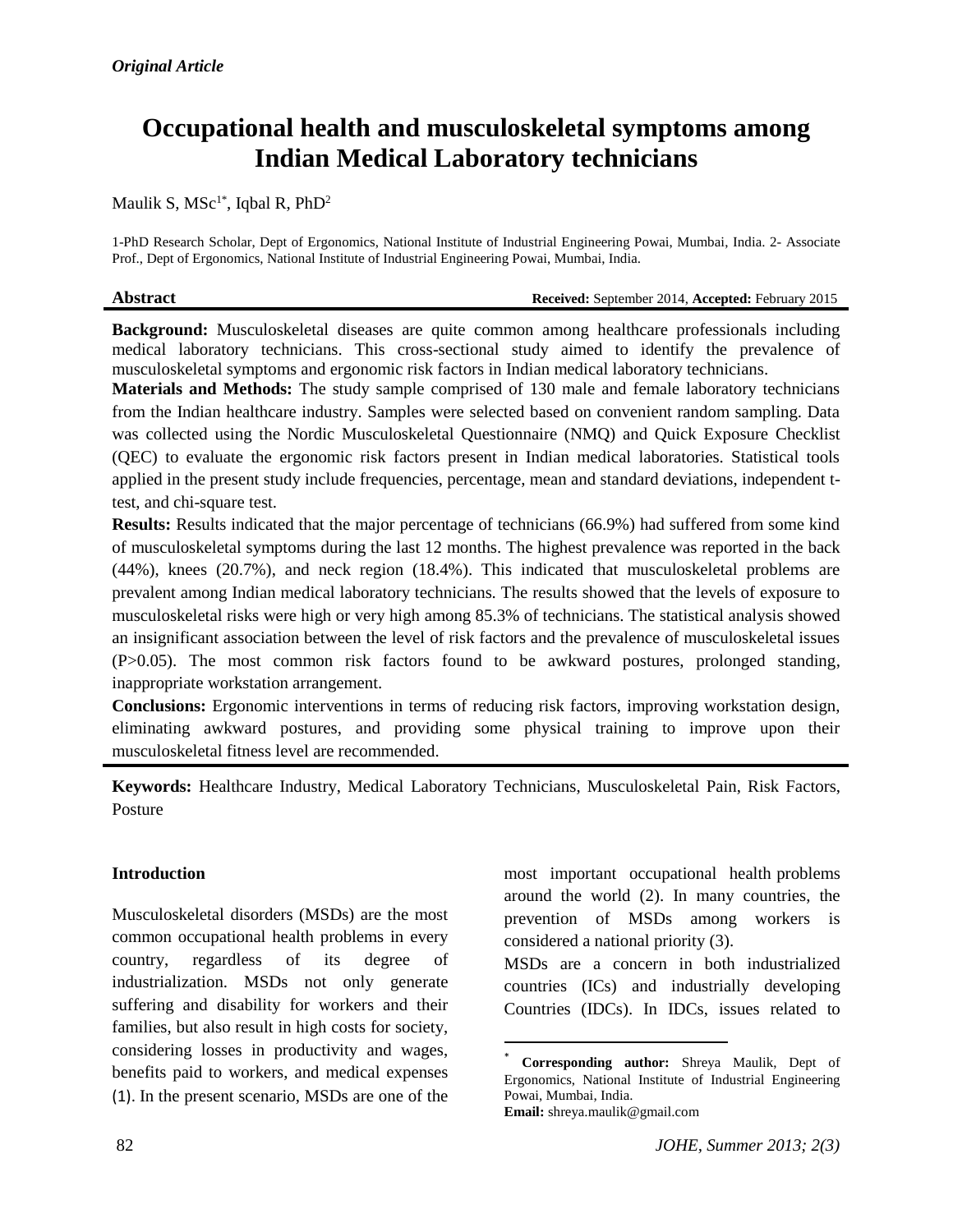*Original Article*

# Occupational health and musculoskeletal symptoms among Indian Medical Laboratory technicians

Maulik S, MSc[1*], Iqbal R, PhD[2]

1-PhD Research Scholar, Dept of Ergonomics, National Institute of Industrial Engineering Powai, Mumbai, India. 2- Associate Prof., Dept of Ergonomics, National Institute of Industrial Engineering Powai, Mumbai, India.

## Abstract

**Received:** September 2014, **Accepted:** February 2015

**Background:** Musculoskeletal diseases are quite common among healthcare professionals including medical laboratory technicians. This cross-sectional study aimed to identify the prevalence of musculoskeletal symptoms and ergonomic risk factors in Indian medical laboratory technicians.

**Materials and Methods:** The study sample comprised of 130 male and female laboratory technicians from the Indian healthcare industry. Samples were selected based on convenient random sampling. Data was collected using the Nordic Musculoskeletal Questionnaire (NMQ) and Quick Exposure Checklist (QEC) to evaluate the ergonomic risk factors present in Indian medical laboratories. Statistical tools applied in the present study include frequencies, percentage, mean and standard deviations, independent t-test, and chi-square test.

**Results:** Results indicated that the major percentage of technicians (66.9%) had suffered from some kind of musculoskeletal symptoms during the last 12 months. The highest prevalence was reported in the back (44%), knees (20.7%), and neck region (18.4%). This indicated that musculoskeletal problems are prevalent among Indian medical laboratory technicians. The results showed that the levels of exposure to musculoskeletal risks were high or very high among 85.3% of technicians. The statistical analysis showed an insignificant association between the level of risk factors and the prevalence of musculoskeletal issues ($P>0.05$). The most common risk factors found to be awkward postures, prolonged standing, inappropriate workstation arrangement.

**Conclusions:** Ergonomic interventions in terms of reducing risk factors, improving workstation design, eliminating awkward postures, and providing some physical training to improve upon their musculoskeletal fitness level are recommended.

**Keywords:** Healthcare Industry, Medical Laboratory Technicians, Musculoskeletal Pain, Risk Factors, Posture

## Introduction

Musculoskeletal disorders (MSDs) are the most common occupational health problems in every country, regardless of its degree of industrialization. MSDs not only generate suffering and disability for workers and their families, but also result in high costs for society, considering losses in productivity and wages, benefits paid to workers, and medical expenses (1). In the present scenario, MSDs are one of the most important occupational health problems around the world (2). In many countries, the prevention of MSDs among workers is considered a national priority (3).

MSDs are a concern in both industrialized countries (ICs) and industrially developing Countries (IDCs). In IDCs, issues related to

* **Corresponding author:** Shreya Maulik, Dept of Ergonomics, National Institute of Industrial Engineering Powai, Mumbai, India.
**Email:** shreya.maulik@gmail.com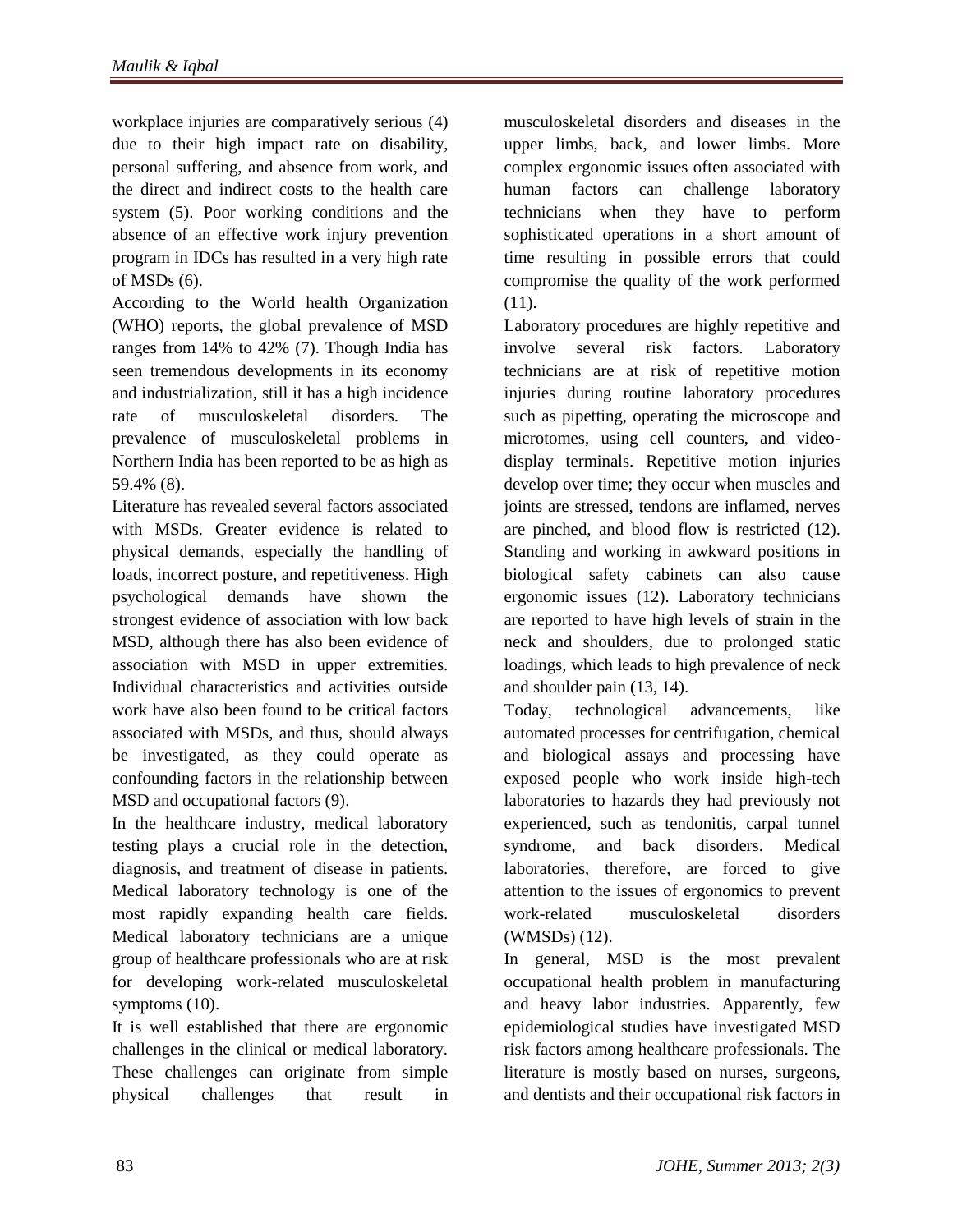workplace injuries are comparatively serious (4) due to their high impact rate on disability, personal suffering, and absence from work, and the direct and indirect costs to the health care system (5). Poor working conditions and the absence of an effective work injury prevention program in IDCs has resulted in a very high rate of MSDs (6).

According to the World health Organization (WHO) reports, the global prevalence of MSD ranges from 14% to 42% (7). Though India has seen tremendous developments in its economy and industrialization, still it has a high incidence rate of musculoskeletal disorders. The prevalence of musculoskeletal problems in Northern India has been reported to be as high as 59.4% (8).

Literature has revealed several factors associated with MSDs. Greater evidence is related to physical demands, especially the handling of loads, incorrect posture, and repetitiveness. High psychological demands have shown the strongest evidence of association with low back MSD, although there has also been evidence of association with MSD in upper extremities. Individual characteristics and activities outside work have also been found to be critical factors associated with MSDs, and thus, should always be investigated, as they could operate as confounding factors in the relationship between MSD and occupational factors (9).

In the healthcare industry, medical laboratory testing plays a crucial role in the detection, diagnosis, and treatment of disease in patients. Medical laboratory technology is one of the most rapidly expanding health care fields. Medical laboratory technicians are a unique group of healthcare professionals who are at risk for developing work-related musculoskeletal symptoms (10).

It is well established that there are ergonomic challenges in the clinical or medical laboratory. These challenges can originate from simple physical challenges that result in musculoskeletal disorders and diseases in the upper limbs, back, and lower limbs. More complex ergonomic issues often associated with human factors can challenge laboratory technicians when they have to perform sophisticated operations in a short amount of time resulting in possible errors that could compromise the quality of the work performed (11).

Laboratory procedures are highly repetitive and involve several risk factors. Laboratory technicians are at risk of repetitive motion injuries during routine laboratory procedures such as pipetting, operating the microscope and microtomes, using cell counters, and video-display terminals. Repetitive motion injuries develop over time; they occur when muscles and joints are stressed, tendons are inflamed, nerves are pinched, and blood flow is restricted (12). Standing and working in awkward positions in biological safety cabinets can also cause ergonomic issues (12). Laboratory technicians are reported to have high levels of strain in the neck and shoulders, due to prolonged static loadings, which leads to high prevalence of neck and shoulder pain (13, 14).

Today, technological advancements, like automated processes for centrifugation, chemical and biological assays and processing have exposed people who work inside high-tech laboratories to hazards they had previously not experienced, such as tendonitis, carpal tunnel syndrome, and back disorders. Medical laboratories, therefore, are forced to give attention to the issues of ergonomics to prevent work-related musculoskeletal disorders (WMSDs) (12).

In general, MSD is the most prevalent occupational health problem in manufacturing and heavy labor industries. Apparently, few epidemiological studies have investigated MSD risk factors among healthcare professionals. The literature is mostly based on nurses, surgeons, and dentists and their occupational risk factors in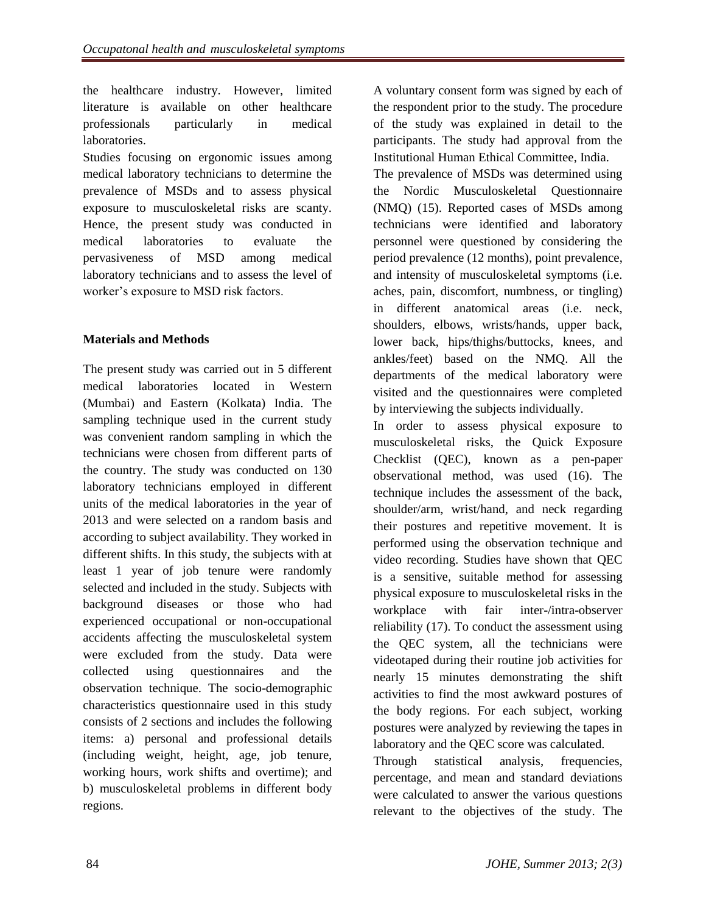the healthcare industry. However, limited literature is available on other healthcare professionals particularly in medical laboratories.

Studies focusing on ergonomic issues among medical laboratory technicians to determine the prevalence of MSDs and to assess physical exposure to musculoskeletal risks are scanty. Hence, the present study was conducted in medical laboratories to evaluate the pervasiveness of MSD among medical laboratory technicians and to assess the level of worker's exposure to MSD risk factors.

## Materials and Methods

The present study was carried out in 5 different medical laboratories located in Western (Mumbai) and Eastern (Kolkata) India. The sampling technique used in the current study was convenient random sampling in which the technicians were chosen from different parts of the country. The study was conducted on 130 laboratory technicians employed in different units of the medical laboratories in the year of 2013 and were selected on a random basis and according to subject availability. They worked in different shifts. In this study, the subjects with at least 1 year of job tenure were randomly selected and included in the study. Subjects with background diseases or those who had experienced occupational or non-occupational accidents affecting the musculoskeletal system were excluded from the study. Data were collected using questionnaires and the observation technique. The socio-demographic characteristics questionnaire used in this study consists of 2 sections and includes the following items: a) personal and professional details (including weight, height, age, job tenure, working hours, work shifts and overtime); and b) musculoskeletal problems in different body regions.

A voluntary consent form was signed by each of the respondent prior to the study. The procedure of the study was explained in detail to the participants. The study had approval from the Institutional Human Ethical Committee, India.

The prevalence of MSDs was determined using the Nordic Musculoskeletal Questionnaire (NMQ) (15). Reported cases of MSDs among technicians were identified and laboratory personnel were questioned by considering the period prevalence (12 months), point prevalence, and intensity of musculoskeletal symptoms (i.e. aches, pain, discomfort, numbness, or tingling) in different anatomical areas (i.e. neck, shoulders, elbows, wrists/hands, upper back, lower back, hips/thighs/buttocks, knees, and ankles/feet) based on the NMQ. All the departments of the medical laboratory were visited and the questionnaires were completed by interviewing the subjects individually.

In order to assess physical exposure to musculoskeletal risks, the Quick Exposure Checklist (QEC), known as a pen-paper observational method, was used (16). The technique includes the assessment of the back, shoulder/arm, wrist/hand, and neck regarding their postures and repetitive movement. It is performed using the observation technique and video recording. Studies have shown that QEC is a sensitive, suitable method for assessing physical exposure to musculoskeletal risks in the workplace with fair inter-/intra-observer reliability (17). To conduct the assessment using the QEC system, all the technicians were videotaped during their routine job activities for nearly 15 minutes demonstrating the shift activities to find the most awkward postures of the body regions. For each subject, working postures were analyzed by reviewing the tapes in laboratory and the QEC score was calculated.

Through statistical analysis, frequencies, percentage, and mean and standard deviations were calculated to answer the various questions relevant to the objectives of the study. The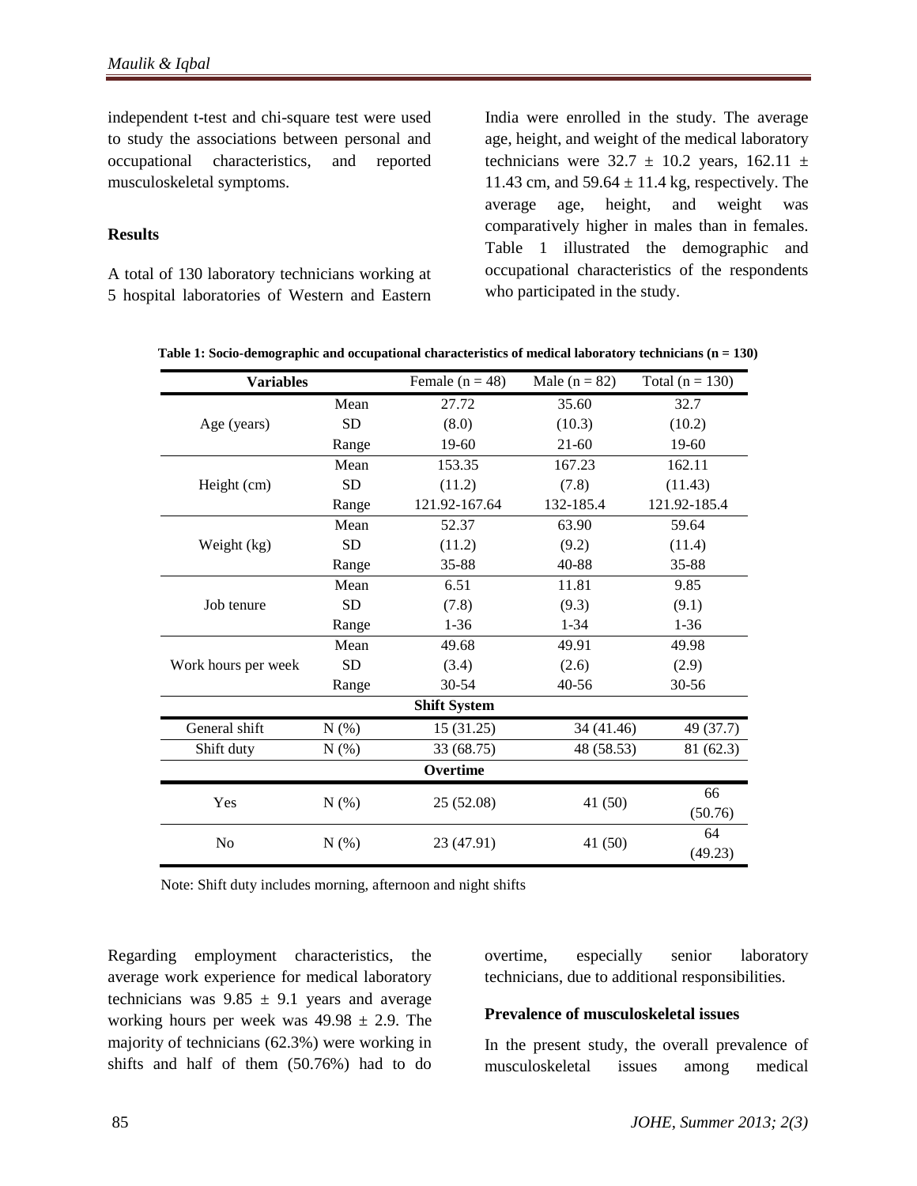independent t-test and chi-square test were used to study the associations between personal and occupational characteristics, and reported musculoskeletal symptoms.

## Results

A total of 130 laboratory technicians working at 5 hospital laboratories of Western and Eastern India were enrolled in the study. The average age, height, and weight of the medical laboratory technicians were 32.7 ± 10.2 years, 162.11 ± 11.43 cm, and 59.64 ± 11.4 kg, respectively. The average age, height, and weight was comparatively higher in males than in females. Table 1 illustrated the demographic and occupational characteristics of the respondents who participated in the study.

**Table 1: Socio-demographic and occupational characteristics of medical laboratory technicians (n = 130)**

| Variables | | Female (n = 48) | Male (n = 82) | Total (n = 130) |
|---|---|---|---|---|
| Age (years) | Mean | 27.72 | 35.60 | 32.7 |
| | SD | (8.0) | (10.3) | (10.2) |
| | Range | 19-60 | 21-60 | 19-60 |
| Height (cm) | Mean | 153.35 | 167.23 | 162.11 |
| | SD | (11.2) | (7.8) | (11.43) |
| | Range | 121.92-167.64 | 132-185.4 | 121.92-185.4 |
| Weight (kg) | Mean | 52.37 | 63.90 | 59.64 |
| | SD | (11.2) | (9.2) | (11.4) |
| | Range | 35-88 | 40-88 | 35-88 |
| Job tenure | Mean | 6.51 | 11.81 | 9.85 |
| | SD | (7.8) | (9.3) | (9.1) |
| | Range | 1-36 | 1-34 | 1-36 |
| Work hours per week | Mean | 49.68 | 49.91 | 49.98 |
| | SD | (3.4) | (2.6) | (2.9) |
| | Range | 30-54 | 40-56 | 30-56 |
| **Shift System** | | | | |
| General shift | N (%) | 15 (31.25) | 34 (41.46) | 49 (37.7) |
| Shift duty | N (%) | 33 (68.75) | 48 (58.53) | 81 (62.3) |
| **Overtime** | | | | |
| Yes | N (%) | 25 (52.08) | 41 (50) | 66 (50.76) |
| No | N (%) | 23 (47.91) | 41 (50) | 64 (49.23) |

Note: Shift duty includes morning, afternoon and night shifts

Regarding employment characteristics, the average work experience for medical laboratory technicians was 9.85 ± 9.1 years and average working hours per week was 49.98 ± 2.9. The majority of technicians (62.3%) were working in shifts and half of them (50.76%) had to do overtime, especially senior laboratory technicians, due to additional responsibilities.

### Prevalence of musculoskeletal issues

In the present study, the overall prevalence of musculoskeletal issues among medical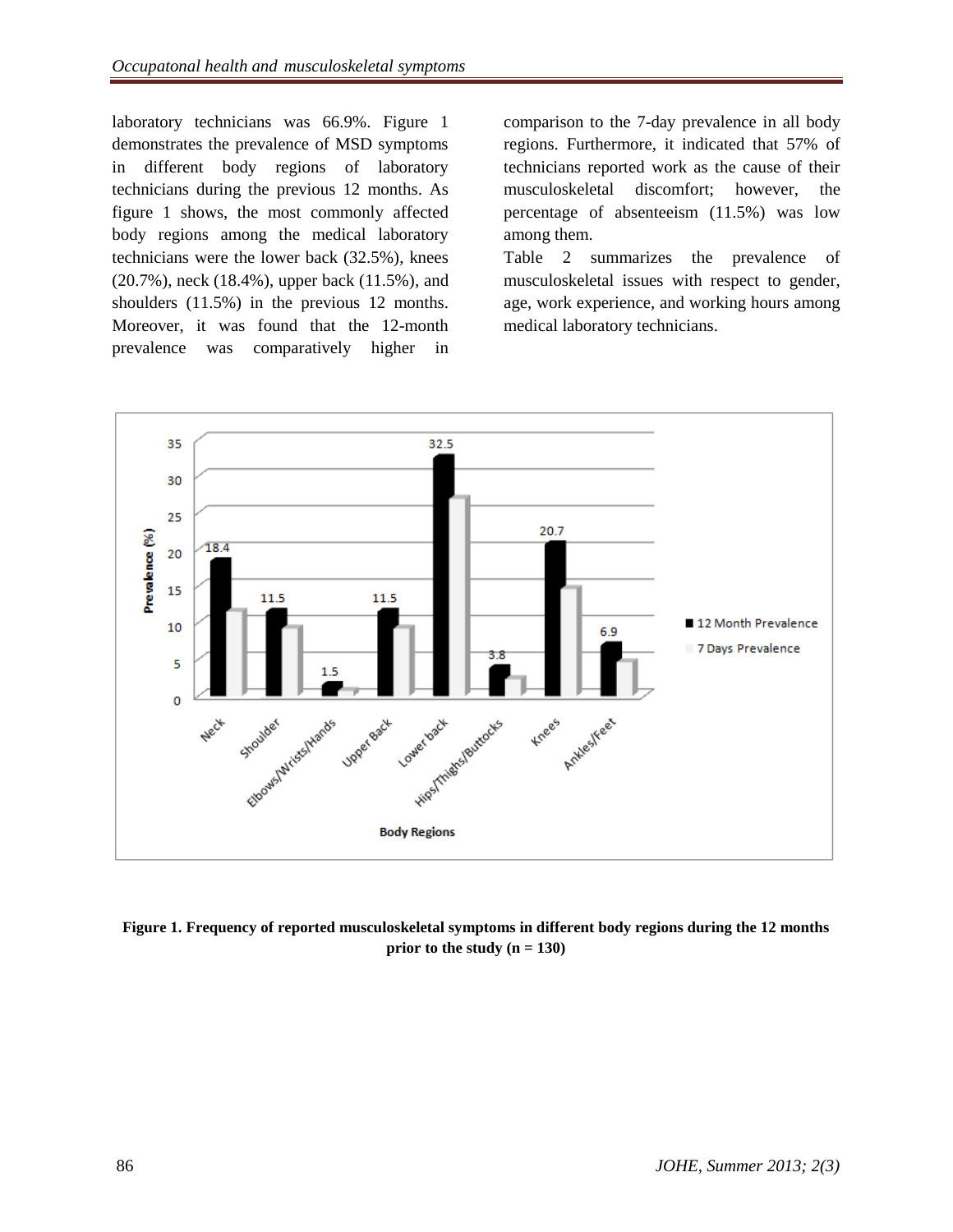laboratory technicians was 66.9%. Figure 1 demonstrates the prevalence of MSD symptoms in different body regions of laboratory technicians during the previous 12 months. As figure 1 shows, the most commonly affected body regions among the medical laboratory technicians were the lower back (32.5%), knees (20.7%), neck (18.4%), upper back (11.5%), and shoulders (11.5%) in the previous 12 months. Moreover, it was found that the 12-month prevalence was comparatively higher in comparison to the 7-day prevalence in all body regions. Furthermore, it indicated that 57% of technicians reported work as the cause of their musculoskeletal discomfort; however, the percentage of absenteeism (11.5%) was low among them.

Table 2 summarizes the prevalence of musculoskeletal issues with respect to gender, age, work experience, and working hours among medical laboratory technicians.

**Figure 1. Frequency of reported musculoskeletal symptoms in different body regions during the 12 months prior to the study (n = 130)**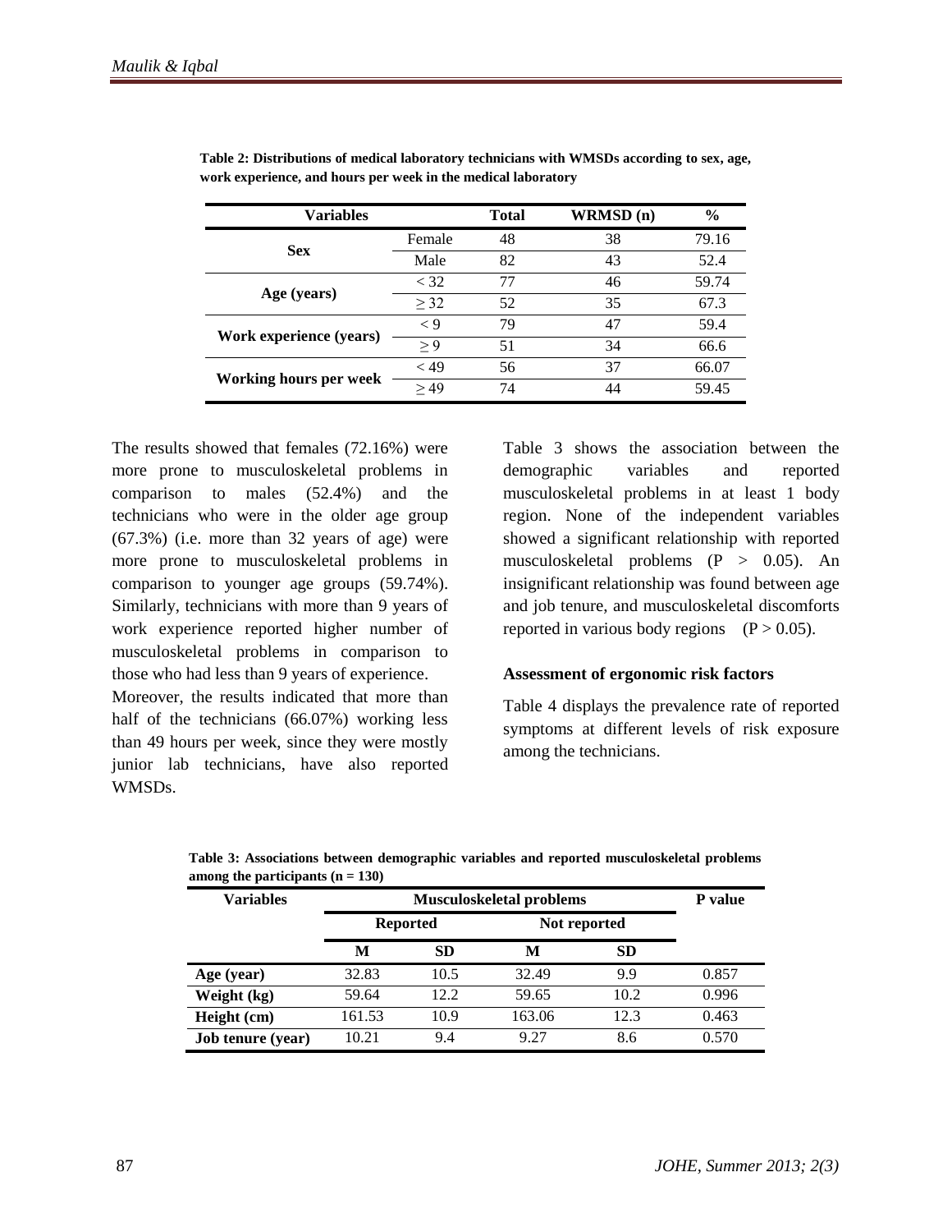**Table 2: Distributions of medical laboratory technicians with WMSDs according to sex, age, work experience, and hours per week in the medical laboratory**

| Variables | | Total | WRMSD (n) | % |
|---|---|---|---|---|
| Sex | Female | 48 | 38 | 79.16 |
| | Male | 82 | 43 | 52.4 |
| Age (years) | < 32 | 77 | 46 | 59.74 |
| | ≥ 32 | 52 | 35 | 67.3 |
| Work experience (years) | < 9 | 79 | 47 | 59.4 |
| | ≥ 9 | 51 | 34 | 66.6 |
| Working hours per week | < 49 | 56 | 37 | 66.07 |
| | ≥ 49 | 74 | 44 | 59.45 |

The results showed that females (72.16%) were more prone to musculoskeletal problems in comparison to males (52.4%) and the technicians who were in the older age group (67.3%) (i.e. more than 32 years of age) were more prone to musculoskeletal problems in comparison to younger age groups (59.74%). Similarly, technicians with more than 9 years of work experience reported higher number of musculoskeletal problems in comparison to those who had less than 9 years of experience.

Moreover, the results indicated that more than half of the technicians (66.07%) working less than 49 hours per week, since they were mostly junior lab technicians, have also reported WMSDs.

Table 3 shows the association between the demographic variables and reported musculoskeletal problems in at least 1 body region. None of the independent variables showed a significant relationship with reported musculoskeletal problems ($P > 0.05$). An insignificant relationship was found between age and job tenure, and musculoskeletal discomforts reported in various body regions ($P > 0.05$).

### Assessment of ergonomic risk factors

Table 4 displays the prevalence rate of reported symptoms at different levels of risk exposure among the technicians.

**Table 3: Associations between demographic variables and reported musculoskeletal problems among the participants (n = 130)**

| Variables | Musculoskeletal problems | | | | P value |
|---|---|---|---|---|---|
| | Reported | | Not reported | | |
| | M | SD | M | SD | |
| **Age (year)** | 32.83 | 10.5 | 32.49 | 9.9 | 0.857 |
| **Weight (kg)** | 59.64 | 12.2 | 59.65 | 10.2 | 0.996 |
| **Height (cm)** | 161.53 | 10.9 | 163.06 | 12.3 | 0.463 |
| **Job tenure (year)** | 10.21 | 9.4 | 9.27 | 8.6 | 0.570 |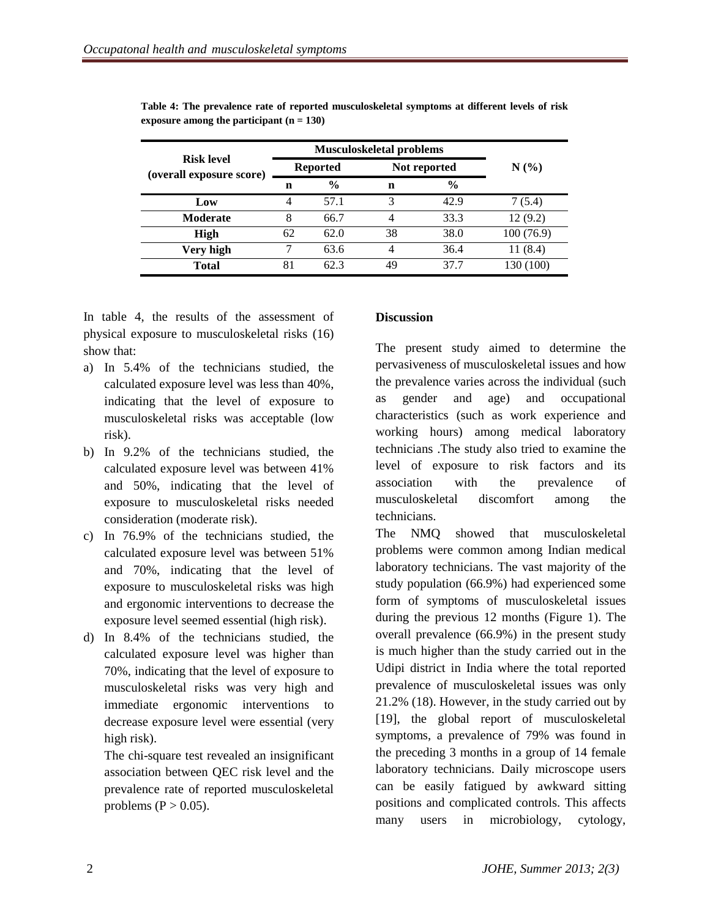**Table 4: The prevalence rate of reported musculoskeletal symptoms at different levels of risk exposure among the participant (n = 130)**

| Risk level (overall exposure score) | Musculoskeletal problems | | | | N (%) |
|---|---|---|---|---|---|
| | Reported | | Not reported | | |
| | n | % | n | % | |
| Low | 4 | 57.1 | 3 | 42.9 | 7 (5.4) |
| Moderate | 8 | 66.7 | 4 | 33.3 | 12 (9.2) |
| High | 62 | 62.0 | 38 | 38.0 | 100 (76.9) |
| Very high | 7 | 63.6 | 4 | 36.4 | 11 (8.4) |
| Total | 81 | 62.3 | 49 | 37.7 | 130 (100) |

In table 4, the results of the assessment of physical exposure to musculoskeletal risks (16) show that:

a) In 5.4% of the technicians studied, the calculated exposure level was less than 40%, indicating that the level of exposure to musculoskeletal risks was acceptable (low risk).
b) In 9.2% of the technicians studied, the calculated exposure level was between 41% and 50%, indicating that the level of exposure to musculoskeletal risks needed consideration (moderate risk).
c) In 76.9% of the technicians studied, the calculated exposure level was between 51% and 70%, indicating that the level of exposure to musculoskeletal risks was high and ergonomic interventions to decrease the exposure level seemed essential (high risk).
d) In 8.4% of the technicians studied, the calculated exposure level was higher than 70%, indicating that the level of exposure to musculoskeletal risks was very high and immediate ergonomic interventions to decrease exposure level were essential (very high risk).

The chi-square test revealed an insignificant association between QEC risk level and the prevalence rate of reported musculoskeletal problems ($P > 0.05$).

## Discussion

The present study aimed to determine the pervasiveness of musculoskeletal issues and how the prevalence varies across the individual (such as gender and age) and occupational characteristics (such as work experience and working hours) among medical laboratory technicians .The study also tried to examine the level of exposure to risk factors and its association with the prevalence of musculoskeletal discomfort among the technicians.

The NMQ showed that musculoskeletal problems were common among Indian medical laboratory technicians. The vast majority of the study population (66.9%) had experienced some form of symptoms of musculoskeletal issues during the previous 12 months (Figure 1). The overall prevalence (66.9%) in the present study is much higher than the study carried out in the Udipi district in India where the total reported prevalence of musculoskeletal issues was only 21.2% (18). However, in the study carried out by [19], the global report of musculoskeletal symptoms, a prevalence of 79% was found in the preceding 3 months in a group of 14 female laboratory technicians. Daily microscope users can be easily fatigued by awkward sitting positions and complicated controls. This affects many users in microbiology, cytology,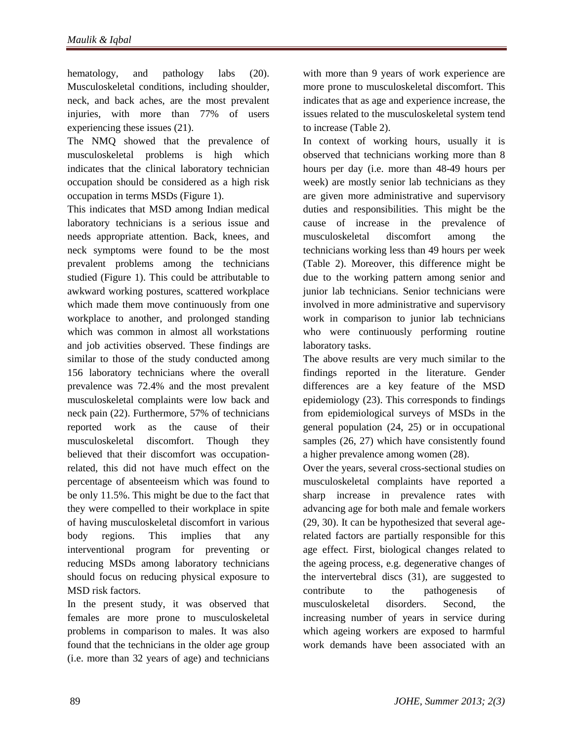hematology, and pathology labs (20). Musculoskeletal conditions, including shoulder, neck, and back aches, are the most prevalent injuries, with more than 77% of users experiencing these issues (21).

The NMQ showed that the prevalence of musculoskeletal problems is high which indicates that the clinical laboratory technician occupation should be considered as a high risk occupation in terms MSDs (Figure 1).

This indicates that MSD among Indian medical laboratory technicians is a serious issue and needs appropriate attention. Back, knees, and neck symptoms were found to be the most prevalent problems among the technicians studied (Figure 1). This could be attributable to awkward working postures, scattered workplace which made them move continuously from one workplace to another, and prolonged standing which was common in almost all workstations and job activities observed. These findings are similar to those of the study conducted among 156 laboratory technicians where the overall prevalence was 72.4% and the most prevalent musculoskeletal complaints were low back and neck pain (22). Furthermore, 57% of technicians reported work as the cause of their musculoskeletal discomfort. Though they believed that their discomfort was occupation-related, this did not have much effect on the percentage of absenteeism which was found to be only 11.5%. This might be due to the fact that they were compelled to their workplace in spite of having musculoskeletal discomfort in various body regions. This implies that any interventional program for preventing or reducing MSDs among laboratory technicians should focus on reducing physical exposure to MSD risk factors.

In the present study, it was observed that females are more prone to musculoskeletal problems in comparison to males. It was also found that the technicians in the older age group (i.e. more than 32 years of age) and technicians with more than 9 years of work experience are more prone to musculoskeletal discomfort. This indicates that as age and experience increase, the issues related to the musculoskeletal system tend to increase (Table 2).

In context of working hours, usually it is observed that technicians working more than 8 hours per day (i.e. more than 48-49 hours per week) are mostly senior lab technicians as they are given more administrative and supervisory duties and responsibilities. This might be the cause of increase in the prevalence of musculoskeletal discomfort among the technicians working less than 49 hours per week (Table 2). Moreover, this difference might be due to the working pattern among senior and junior lab technicians. Senior technicians were involved in more administrative and supervisory work in comparison to junior lab technicians who were continuously performing routine laboratory tasks.

The above results are very much similar to the findings reported in the literature. Gender differences are a key feature of the MSD epidemiology (23). This corresponds to findings from epidemiological surveys of MSDs in the general population (24, 25) or in occupational samples (26, 27) which have consistently found a higher prevalence among women (28).

Over the years, several cross-sectional studies on musculoskeletal complaints have reported a sharp increase in prevalence rates with advancing age for both male and female workers (29, 30). It can be hypothesized that several age-related factors are partially responsible for this age effect. First, biological changes related to the ageing process, e.g. degenerative changes of the intervertebral discs (31), are suggested to contribute to the pathogenesis of musculoskeletal disorders. Second, the increasing number of years in service during which ageing workers are exposed to harmful work demands have been associated with an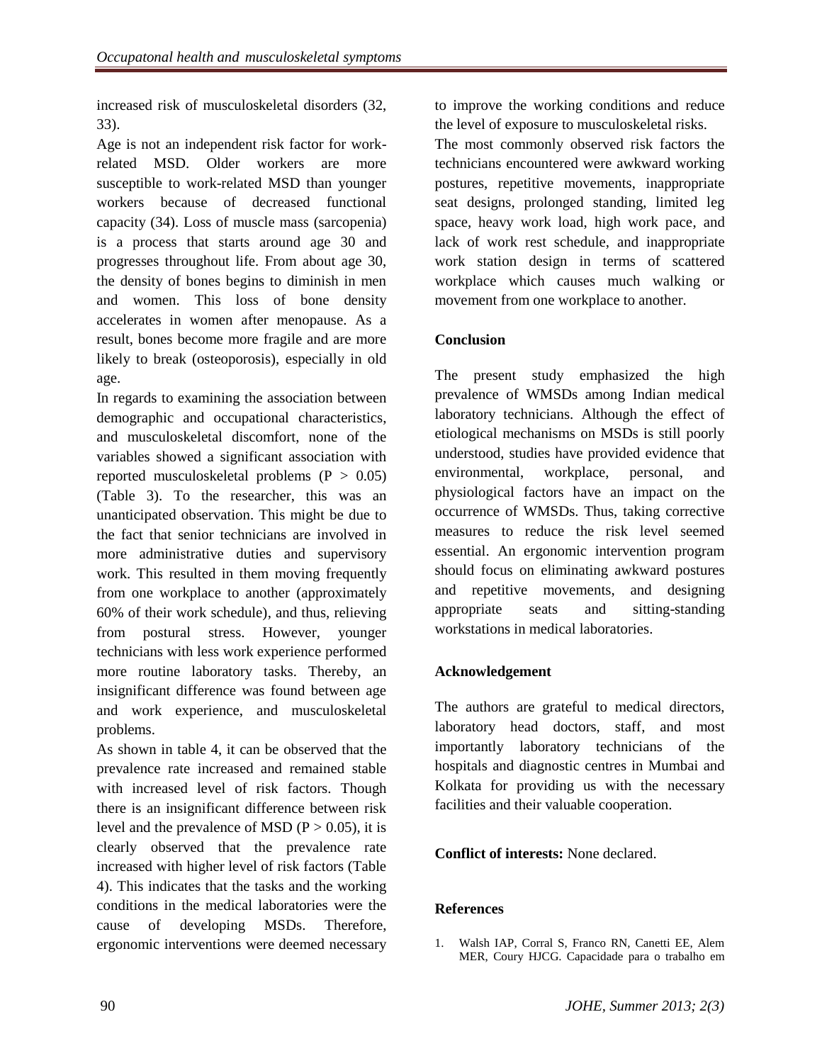increased risk of musculoskeletal disorders (32, 33).

Age is not an independent risk factor for work-related MSD. Older workers are more susceptible to work-related MSD than younger workers because of decreased functional capacity (34). Loss of muscle mass (sarcopenia) is a process that starts around age 30 and progresses throughout life. From about age 30, the density of bones begins to diminish in men and women. This loss of bone density accelerates in women after menopause. As a result, bones become more fragile and are more likely to break (osteoporosis), especially in old age.

In regards to examining the association between demographic and occupational characteristics, and musculoskeletal discomfort, none of the variables showed a significant association with reported musculoskeletal problems ($P > 0.05$) (Table 3). To the researcher, this was an unanticipated observation. This might be due to the fact that senior technicians are involved in more administrative duties and supervisory work. This resulted in them moving frequently from one workplace to another (approximately 60% of their work schedule), and thus, relieving from postural stress. However, younger technicians with less work experience performed more routine laboratory tasks. Thereby, an insignificant difference was found between age and work experience, and musculoskeletal problems.

As shown in table 4, it can be observed that the prevalence rate increased and remained stable with increased level of risk factors. Though there is an insignificant difference between risk level and the prevalence of MSD ($P > 0.05$), it is clearly observed that the prevalence rate increased with higher level of risk factors (Table 4). This indicates that the tasks and the working conditions in the medical laboratories were the cause of developing MSDs. Therefore, ergonomic interventions were deemed necessary to improve the working conditions and reduce the level of exposure to musculoskeletal risks.

The most commonly observed risk factors the technicians encountered were awkward working postures, repetitive movements, inappropriate seat designs, prolonged standing, limited leg space, heavy work load, high work pace, and lack of work rest schedule, and inappropriate work station design in terms of scattered workplace which causes much walking or movement from one workplace to another.

## Conclusion

The present study emphasized the high prevalence of WMSDs among Indian medical laboratory technicians. Although the effect of etiological mechanisms on MSDs is still poorly understood, studies have provided evidence that environmental, workplace, personal, and physiological factors have an impact on the occurrence of WMSDs. Thus, taking corrective measures to reduce the risk level seemed essential. An ergonomic intervention program should focus on eliminating awkward postures and repetitive movements, and designing appropriate seats and sitting-standing workstations in medical laboratories.

## Acknowledgement

The authors are grateful to medical directors, laboratory head doctors, staff, and most importantly laboratory technicians of the hospitals and diagnostic centres in Mumbai and Kolkata for providing us with the necessary facilities and their valuable cooperation.

**Conflict of interests:** None declared.

## References

1. Walsh IAP, Corral S, Franco RN, Canetti EE, Alem MER, Coury HJCG. Capacidade para o trabalho em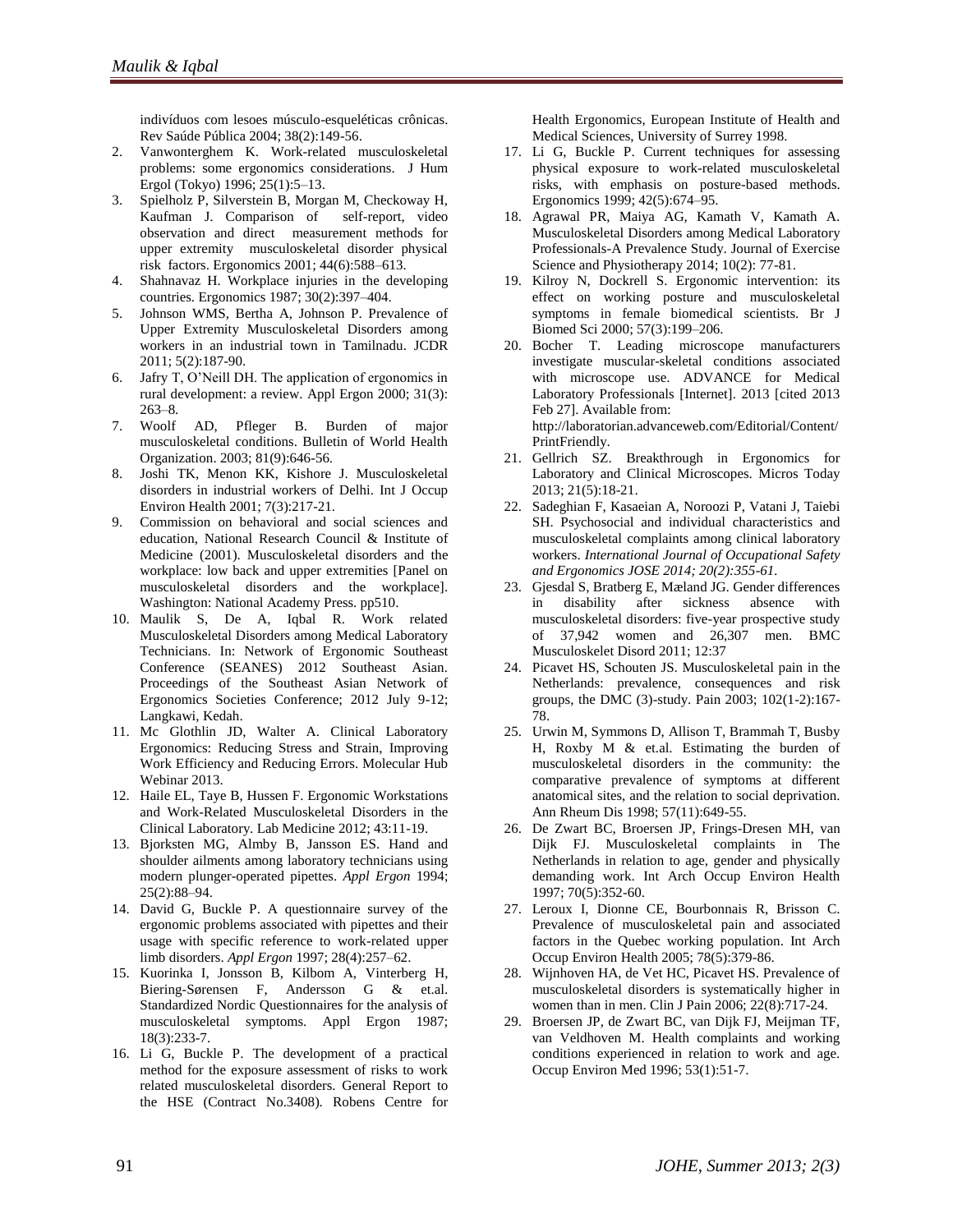indivíduos com lesoes músculo-esqueléticas crônicas. Rev Saúde Pública 2004; 38(2):149-56.

2. Vanwonterghem K. Work-related musculoskeletal problems: some ergonomics considerations. J Hum Ergol (Tokyo) 1996; 25(1):5–13.
3. Spielholz P, Silverstein B, Morgan M, Checkoway H, Kaufman J. Comparison of self-report, video observation and direct measurement methods for upper extremity musculoskeletal disorder physical risk factors. Ergonomics 2001; 44(6):588–613.
4. Shahnavaz H. Workplace injuries in the developing countries. Ergonomics 1987; 30(2):397–404.
5. Johnson WMS, Bertha A, Johnson P. Prevalence of Upper Extremity Musculoskeletal Disorders among workers in an industrial town in Tamilnadu. JCDR 2011; 5(2):187-90.
6. Jafry T, O'Neill DH. The application of ergonomics in rural development: a review. Appl Ergon 2000; 31(3): 263–8.
7. Woolf AD, Pfleger B. Burden of major musculoskeletal conditions. Bulletin of World Health Organization. 2003; 81(9):646-56.
8. Joshi TK, Menon KK, Kishore J. Musculoskeletal disorders in industrial workers of Delhi. Int J Occup Environ Health 2001; 7(3):217-21.
9. Commission on behavioral and social sciences and education, National Research Council & Institute of Medicine (2001). Musculoskeletal disorders and the workplace: low back and upper extremities [Panel on musculoskeletal disorders and the workplace]. Washington: National Academy Press. pp510.
10. Maulik S, De A, Iqbal R. Work related Musculoskeletal Disorders among Medical Laboratory Technicians. In: Network of Ergonomic Southeast Conference (SEANES) 2012 Southeast Asian. Proceedings of the Southeast Asian Network of Ergonomics Societies Conference; 2012 July 9-12; Langkawi, Kedah.
11. Mc Glothlin JD, Walter A. Clinical Laboratory Ergonomics: Reducing Stress and Strain, Improving Work Efficiency and Reducing Errors. Molecular Hub Webinar 2013.
12. Haile EL, Taye B, Hussen F. Ergonomic Workstations and Work-Related Musculoskeletal Disorders in the Clinical Laboratory. Lab Medicine 2012; 43:11-19.
13. Bjorksten MG, Almby B, Jansson ES. Hand and shoulder ailments among laboratory technicians using modern plunger-operated pipettes. *Appl Ergon* 1994; 25(2):88–94.
14. David G, Buckle P. A questionnaire survey of the ergonomic problems associated with pipettes and their usage with specific reference to work-related upper limb disorders. *Appl Ergon* 1997; 28(4):257–62.
15. Kuorinka I, Jonsson B, Kilbom A, Vinterberg H, Biering-Sørensen F, Andersson G & et.al. Standardized Nordic Questionnaires for the analysis of musculoskeletal symptoms. Appl Ergon 1987; 18(3):233-7.
16. Li G, Buckle P. The development of a practical method for the exposure assessment of risks to work related musculoskeletal disorders. General Report to the HSE (Contract No.3408). Robens Centre for Health Ergonomics, European Institute of Health and Medical Sciences, University of Surrey 1998.
17. Li G, Buckle P. Current techniques for assessing physical exposure to work-related musculoskeletal risks, with emphasis on posture-based methods. Ergonomics 1999; 42(5):674–95.
18. Agrawal PR, Maiya AG, Kamath V, Kamath A. Musculoskeletal Disorders among Medical Laboratory Professionals-A Prevalence Study. Journal of Exercise Science and Physiotherapy 2014; 10(2): 77-81.
19. Kilroy N, Dockrell S. Ergonomic intervention: its effect on working posture and musculoskeletal symptoms in female biomedical scientists. Br J Biomed Sci 2000; 57(3):199–206.
20. Bocher T. Leading microscope manufacturers investigate muscular-skeletal conditions associated with microscope use. ADVANCE for Medical Laboratory Professionals [Internet]. 2013 [cited 2013 Feb 27]. Available from: http://laboratorian.advanceweb.com/Editorial/Content/PrintFriendly.
21. Gellrich SZ. Breakthrough in Ergonomics for Laboratory and Clinical Microscopes. Micros Today 2013; 21(5):18-21.
22. Sadeghian F, Kasaeian A, Noroozi P, Vatani J, Taiebi SH. Psychosocial and individual characteristics and musculoskeletal complaints among clinical laboratory workers. *International Journal of Occupational Safety and Ergonomics JOSE 2014; 20(2):355-61.*
23. Gjesdal S, Bratberg E, Mæland JG. Gender differences in disability after sickness absence with musculoskeletal disorders: five-year prospective study of 37,942 women and 26,307 men. BMC Musculoskelet Disord 2011; 12:37
24. Picavet HS, Schouten JS. Musculoskeletal pain in the Netherlands: prevalence, consequences and risk groups, the DMC (3)-study. Pain 2003; 102(1-2):167-78.
25. Urwin M, Symmons D, Allison T, Brammah T, Busby H, Roxby M & et.al. Estimating the burden of musculoskeletal disorders in the community: the comparative prevalence of symptoms at different anatomical sites, and the relation to social deprivation. Ann Rheum Dis 1998; 57(11):649-55.
26. De Zwart BC, Broersen JP, Frings-Dresen MH, van Dijk FJ. Musculoskeletal complaints in The Netherlands in relation to age, gender and physically demanding work. Int Arch Occup Environ Health 1997; 70(5):352-60.
27. Leroux I, Dionne CE, Bourbonnais R, Brisson C. Prevalence of musculoskeletal pain and associated factors in the Quebec working population. Int Arch Occup Environ Health 2005; 78(5):379-86.
28. Wijnhoven HA, de Vet HC, Picavet HS. Prevalence of musculoskeletal disorders is systematically higher in women than in men. Clin J Pain 2006; 22(8):717-24.
29. Broersen JP, de Zwart BC, van Dijk FJ, Meijman TF, van Veldhoven M. Health complaints and working conditions experienced in relation to work and age. Occup Environ Med 1996; 53(1):51-7.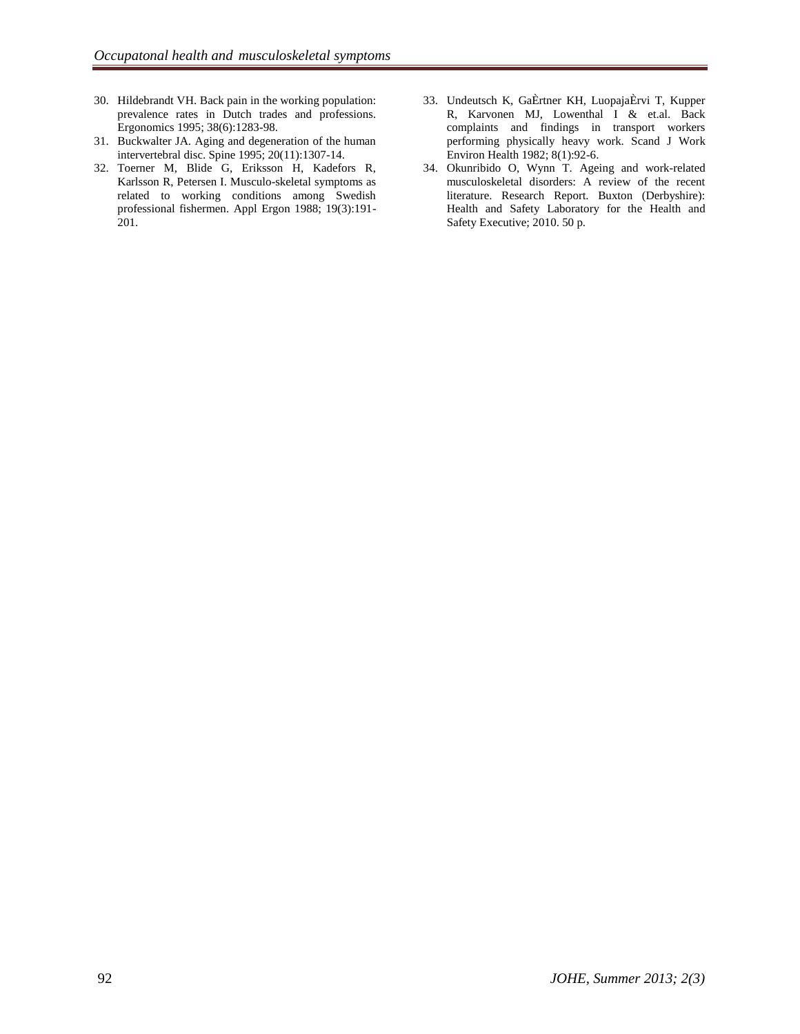30. Hildebrandt VH. Back pain in the working population: prevalence rates in Dutch trades and professions. Ergonomics 1995; 38(6):1283-98.
31. Buckwalter JA. Aging and degeneration of the human intervertebral disc. Spine 1995; 20(11):1307-14.
32. Toerner M, Blide G, Eriksson H, Kadefors R, Karlsson R, Petersen I. Musculo-skeletal symptoms as related to working conditions among Swedish professional fishermen. Appl Ergon 1988; 19(3):191-201.
33. Undeutsch K, GaÈrtner KH, LuopajaÈrvi T, Kupper R, Karvonen MJ, Lowenthal I & et.al. Back complaints and findings in transport workers performing physically heavy work. Scand J Work Environ Health 1982; 8(1):92-6.
34. Okunribido O, Wynn T. Ageing and work-related musculoskeletal disorders: A review of the recent literature. Research Report. Buxton (Derbyshire): Health and Safety Laboratory for the Health and Safety Executive; 2010. 50 p.